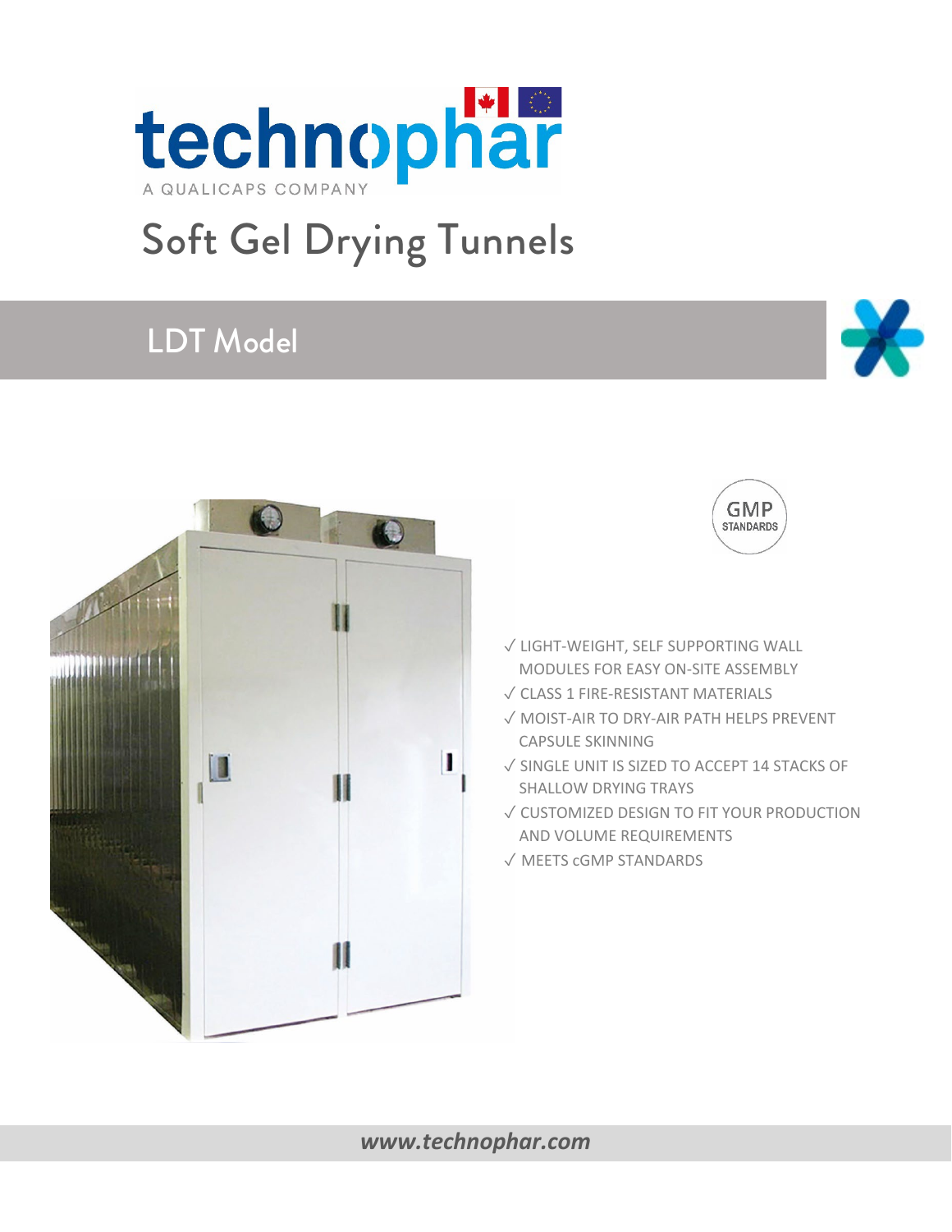technophar

A QUALICAPS COMPANY

# Soft Gel Drying Tunnels

## LDT Model

GMP STANDARDS

- ✓ LIGHT-WEIGHT, SELF SUPPORTING WALL MODULES FOR EASY ON-SITE ASSEMBLY
- ✓ CLASS 1 FIRE-RESISTANT MATERIALS
- ✓ MOIST-AIR TO DRY-AIR PATH HELPS PREVENT CAPSULE SKINNING
- ✓ SINGLE UNIT IS SIZED TO ACCEPT 14 STACKS OF SHALLOW DRYING TRAYS
- ✓ CUSTOMIZED DESIGN TO FIT YOUR PRODUCTION AND VOLUME REQUIREMENTS
- ✓ MEETS cGMP STANDARDS

*www.technophar.com*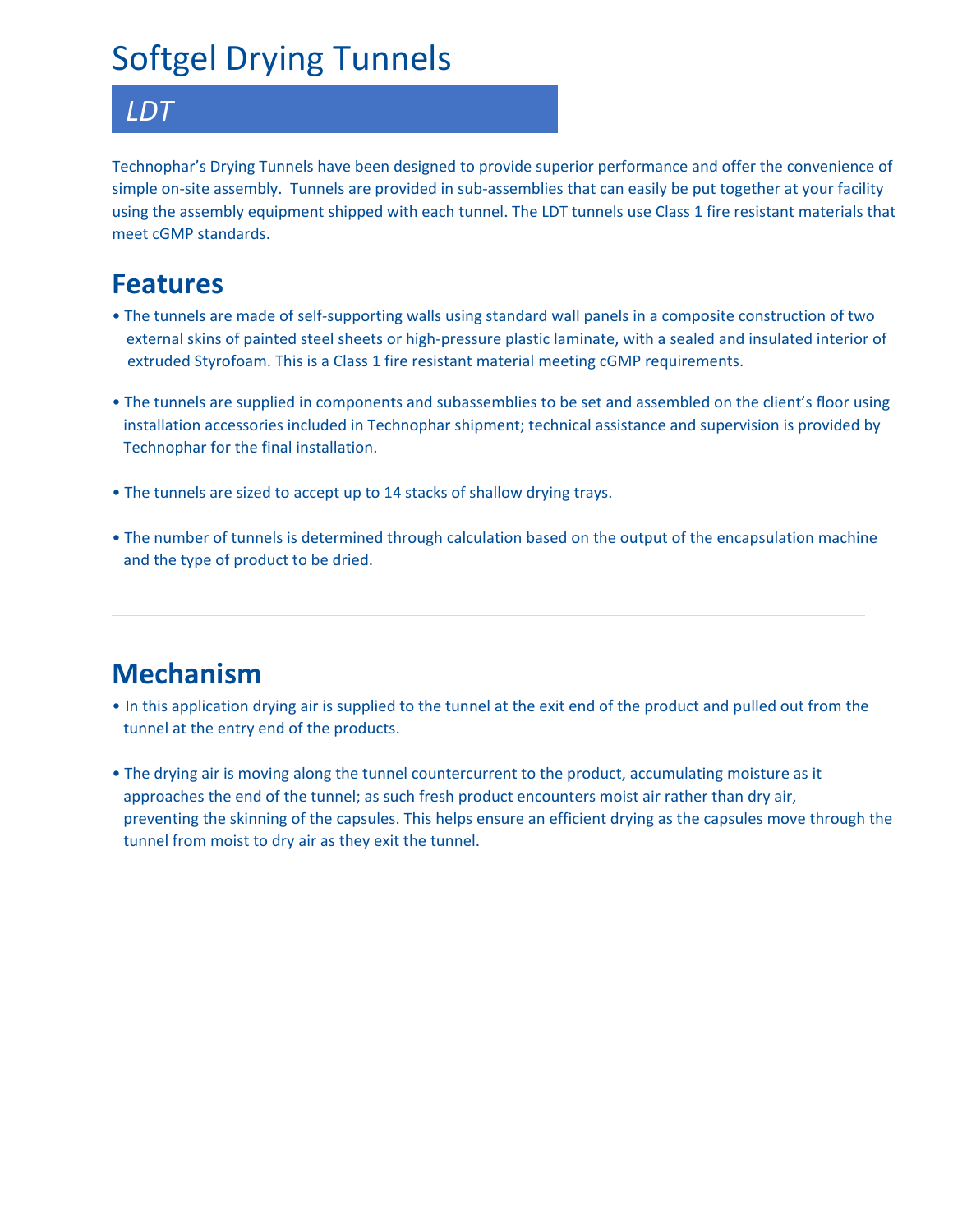# Softgel Drying Tunnels

## *LDT*

Technophar's Drying Tunnels have been designed to provide superior performance and offer the convenience of simple on-site assembly. Tunnels are provided in sub-assemblies that can easily be put together at your facility using the assembly equipment shipped with each tunnel. The LDT tunnels use Class 1 fire resistant materials that meet cGMP standards.

## Features

- The tunnels are made of self-supporting walls using standard wall panels in a composite construction of two external skins of painted steel sheets or high-pressure plastic laminate, with a sealed and insulated interior of extruded Styrofoam. This is a Class 1 fire resistant material meeting cGMP requirements.
- The tunnels are supplied in components and subassemblies to be set and assembled on the client's floor using installation accessories included in Technophar shipment; technical assistance and supervision is provided by Technophar for the final installation.
- The tunnels are sized to accept up to 14 stacks of shallow drying trays.
- The number of tunnels is determined through calculation based on the output of the encapsulation machine and the type of product to be dried.

---

## Mechanism

- In this application drying air is supplied to the tunnel at the exit end of the product and pulled out from the tunnel at the entry end of the products.
- The drying air is moving along the tunnel countercurrent to the product, accumulating moisture as it approaches the end of the tunnel; as such fresh product encounters moist air rather than dry air, preventing the skinning of the capsules. This helps ensure an efficient drying as the capsules move through the tunnel from moist to dry air as they exit the tunnel.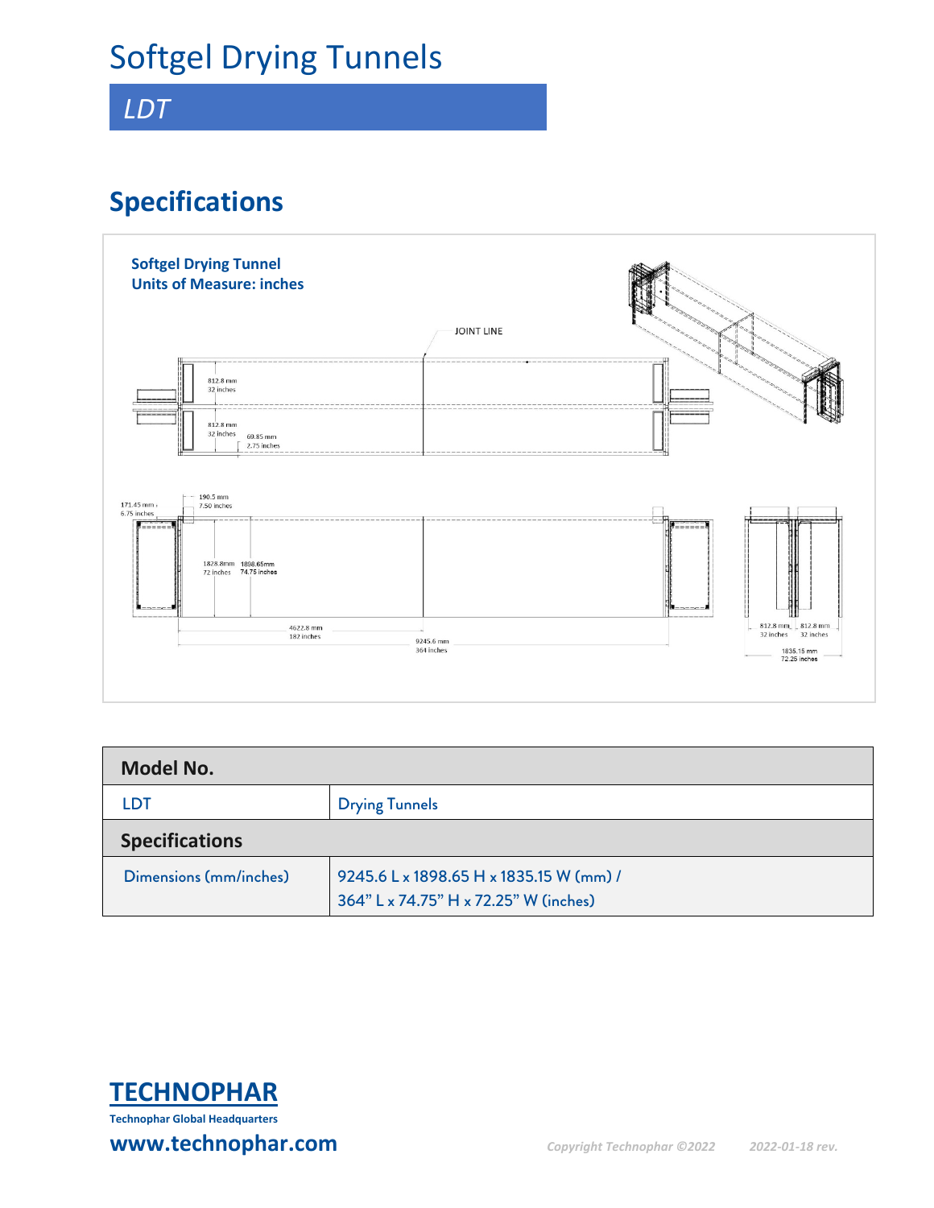# Softgel Drying Tunnels

*LDT*

## Specifications

Softgel Drying Tunnel
Units of Measure: inches

JOINT LINE

812.8 mm
32 inches

812.8 mm
32 inches

69.85 mm
2.75 inches

171.45 mm
6.75 inches

190.5 mm
7.50 inches

1828.8mm
72 inches

1898.65mm
74.75 inches

4622.8 mm
182 inches

9245.6 mm
364 inches

812.8 mm
32 inches

812.8 mm
32 inches

1835.15 mm
72.25 inches

| Model No. | |
|---|---|
| LDT | Drying Tunnels |
| **Specifications** | |
| Dimensions (mm/inches) | 9245.6 L x 1898.65 H x 1835.15 W (mm) / 364" L x 74.75" H x 72.25" W (inches) |

**TECHNOPHAR**

**Technophar Global Headquarters**

**www.technophar.com**

*Copyright Technophar ©2022* *2022-01-18 rev.*